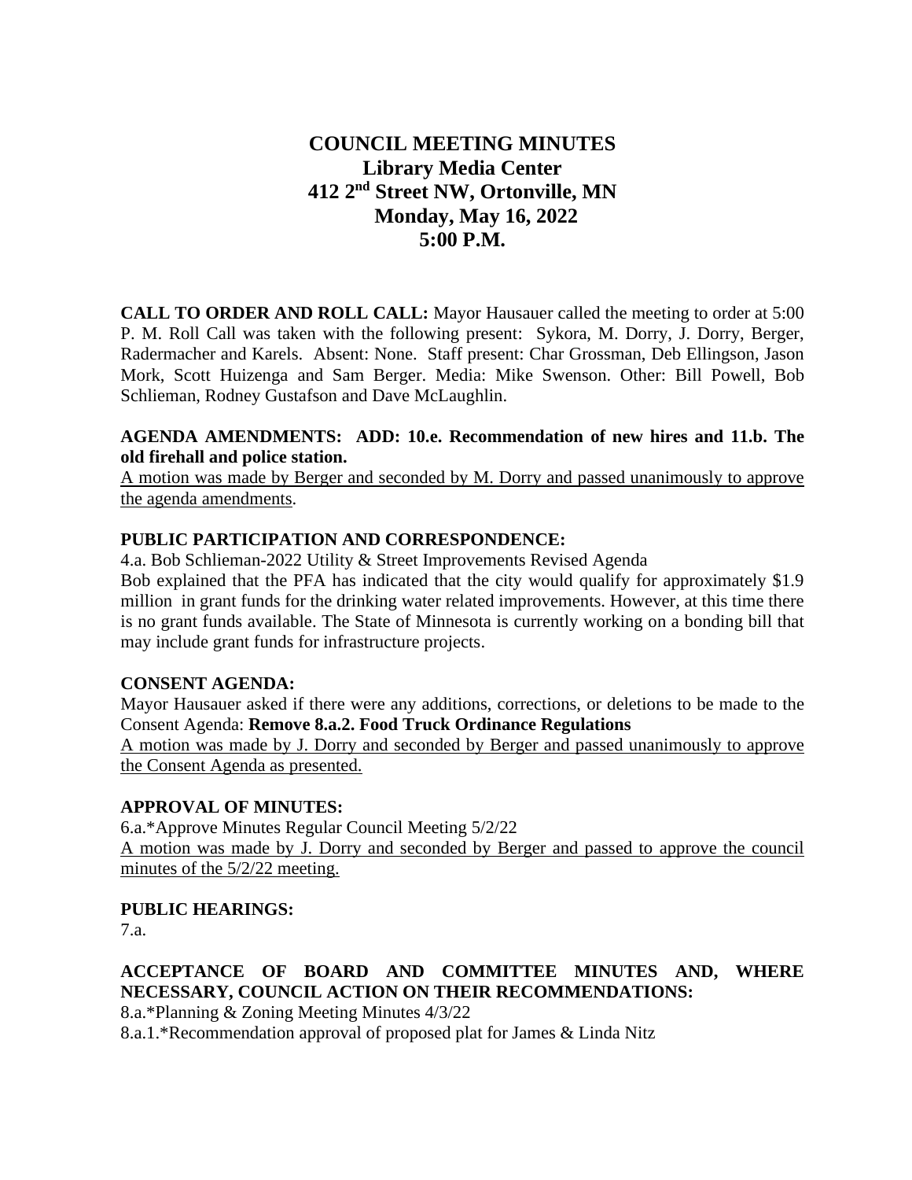# COUNCIL MEETING MINUTES
## Library Media Center
## 412 2nd Street NW, Ortonville, MN
## Monday, May 16, 2022
## 5:00 P.M.

**CALL TO ORDER AND ROLL CALL:** Mayor Hausauer called the meeting to order at 5:00 P. M. Roll Call was taken with the following present: Sykora, M. Dorry, J. Dorry, Berger, Radermacher and Karels. Absent: None. Staff present: Char Grossman, Deb Ellingson, Jason Mork, Scott Huizenga and Sam Berger. Media: Mike Swenson. Other: Bill Powell, Bob Schlieman, Rodney Gustafson and Dave McLaughlin.

**AGENDA AMENDMENTS: ADD: 10.e. Recommendation of new hires and 11.b. The old firehall and police station.**

<u>A motion was made by Berger and seconded by M. Dorry and passed unanimously to approve the agenda amendments</u>.

**PUBLIC PARTICIPATION AND CORRESPONDENCE:**

4.a. Bob Schlieman-2022 Utility & Street Improvements Revised Agenda

Bob explained that the PFA has indicated that the city would qualify for approximately $1.9 million in grant funds for the drinking water related improvements. However, at this time there is no grant funds available. The State of Minnesota is currently working on a bonding bill that may include grant funds for infrastructure projects.

**CONSENT AGENDA:**

Mayor Hausauer asked if there were any additions, corrections, or deletions to be made to the Consent Agenda: **Remove 8.a.2. Food Truck Ordinance Regulations**

<u>A motion was made by J. Dorry and seconded by Berger and passed unanimously to approve the Consent Agenda as presented.</u>

**APPROVAL OF MINUTES:**

6.a.*Approve Minutes Regular Council Meeting 5/2/22

<u>A motion was made by J. Dorry and seconded by Berger and passed to approve the council minutes of the 5/2/22 meeting.</u>

**PUBLIC HEARINGS:**

7.a.

**ACCEPTANCE OF BOARD AND COMMITTEE MINUTES AND, WHERE NECESSARY, COUNCIL ACTION ON THEIR RECOMMENDATIONS:**

8.a.*Planning & Zoning Meeting Minutes 4/3/22

8.a.1.*Recommendation approval of proposed plat for James & Linda Nitz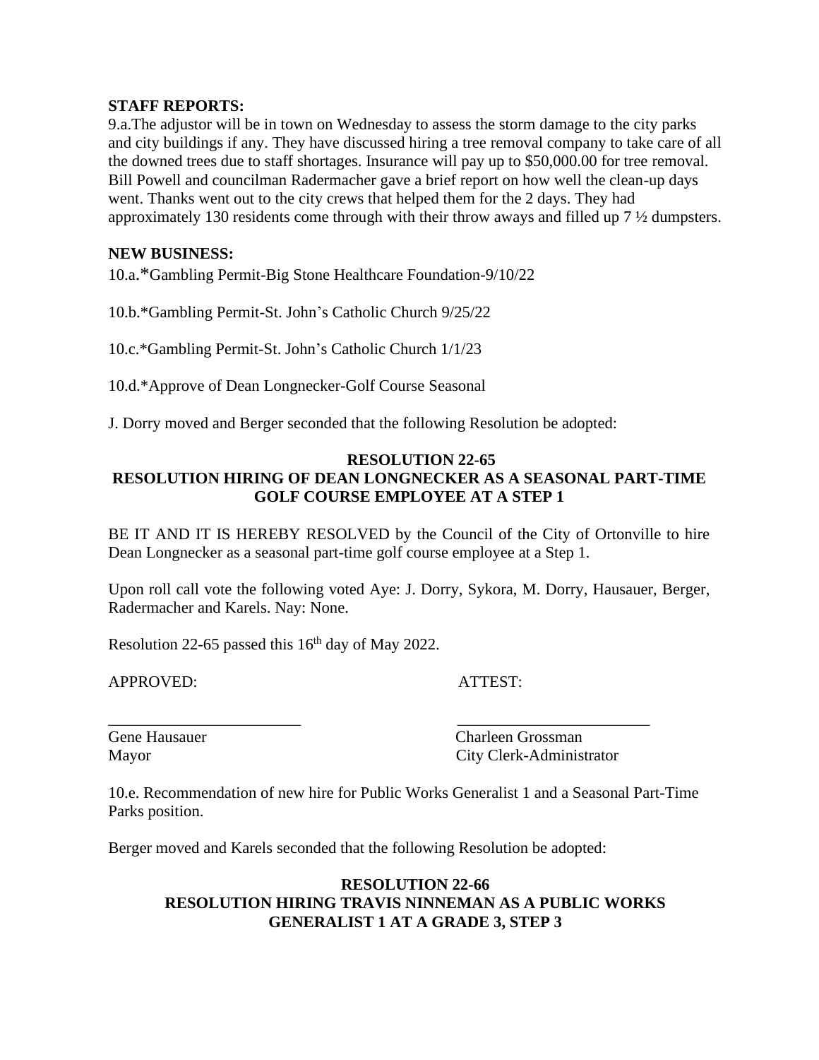**STAFF REPORTS:**

9.a.The adjustor will be in town on Wednesday to assess the storm damage to the city parks and city buildings if any. They have discussed hiring a tree removal company to take care of all the downed trees due to staff shortages. Insurance will pay up to $50,000.00 for tree removal. Bill Powell and councilman Radermacher gave a brief report on how well the clean-up days went. Thanks went out to the city crews that helped them for the 2 days. They had approximately 130 residents come through with their throw aways and filled up 7 ½ dumpsters.

**NEW BUSINESS:**

10.a.*Gambling Permit-Big Stone Healthcare Foundation-9/10/22

10.b.*Gambling Permit-St. John's Catholic Church 9/25/22

10.c.*Gambling Permit-St. John's Catholic Church 1/1/23

10.d.*Approve of Dean Longnecker-Golf Course Seasonal

J. Dorry moved and Berger seconded that the following Resolution be adopted:

**RESOLUTION 22-65**
**RESOLUTION HIRING OF DEAN LONGNECKER AS A SEASONAL PART-TIME GOLF COURSE EMPLOYEE AT A STEP 1**

BE IT AND IT IS HEREBY RESOLVED by the Council of the City of Ortonville to hire Dean Longnecker as a seasonal part-time golf course employee at a Step 1.

Upon roll call vote the following voted Aye: J. Dorry, Sykora, M. Dorry, Hausauer, Berger, Radermacher and Karels. Nay: None.

Resolution 22-65 passed this 16th day of May 2022.

APPROVED: ATTEST:

\_\_\_\_\_\_\_\_\_\_\_\_\_\_\_\_\_\_\_\_\_\_\_\_ \_\_\_\_\_\_\_\_\_\_\_\_\_\_\_\_\_\_\_\_\_\_\_\_

Gene Hausauer Charleen Grossman
Mayor City Clerk-Administrator

10.e. Recommendation of new hire for Public Works Generalist 1 and a Seasonal Part-Time Parks position.

Berger moved and Karels seconded that the following Resolution be adopted:

**RESOLUTION 22-66**
**RESOLUTION HIRING TRAVIS NINNEMAN AS A PUBLIC WORKS GENERALIST 1 AT A GRADE 3, STEP 3**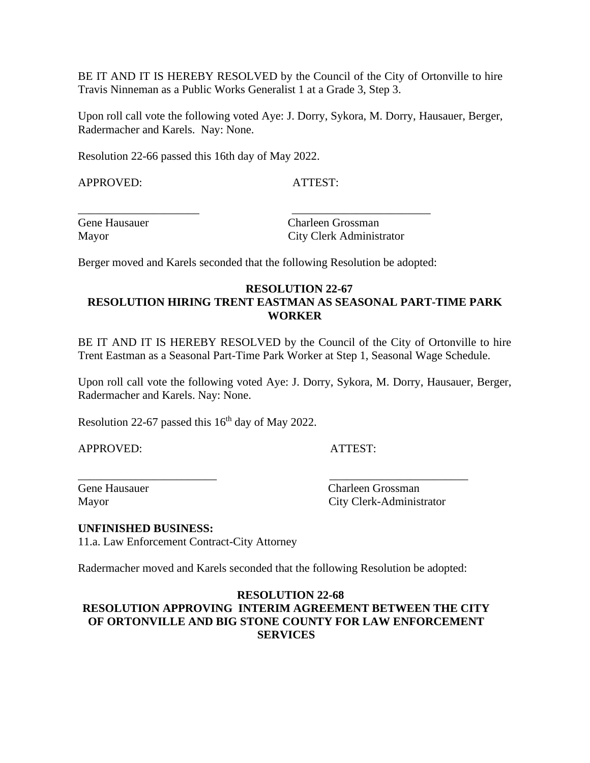BE IT AND IT IS HEREBY RESOLVED by the Council of the City of Ortonville to hire Travis Ninneman as a Public Works Generalist 1 at a Grade 3, Step 3.

Upon roll call vote the following voted Aye: J. Dorry, Sykora, M. Dorry, Hausauer, Berger, Radermacher and Karels. Nay: None.

Resolution 22-66 passed this 16th day of May 2022.

APPROVED: ATTEST:

_____________________ ________________________

Gene Hausauer Charleen Grossman
Mayor City Clerk Administrator

Berger moved and Karels seconded that the following Resolution be adopted:

**RESOLUTION 22-67**
**RESOLUTION HIRING TRENT EASTMAN AS SEASONAL PART-TIME PARK WORKER**

BE IT AND IT IS HEREBY RESOLVED by the Council of the City of Ortonville to hire Trent Eastman as a Seasonal Part-Time Park Worker at Step 1, Seasonal Wage Schedule.

Upon roll call vote the following voted Aye: J. Dorry, Sykora, M. Dorry, Hausauer, Berger, Radermacher and Karels. Nay: None.

Resolution 22-67 passed this 16th day of May 2022.

APPROVED: ATTEST:

________________________ ________________________

Gene Hausauer Charleen Grossman
Mayor City Clerk-Administrator

**UNFINISHED BUSINESS:**
11.a. Law Enforcement Contract-City Attorney

Radermacher moved and Karels seconded that the following Resolution be adopted:

**RESOLUTION 22-68**
**RESOLUTION APPROVING INTERIM AGREEMENT BETWEEN THE CITY OF ORTONVILLE AND BIG STONE COUNTY FOR LAW ENFORCEMENT SERVICES**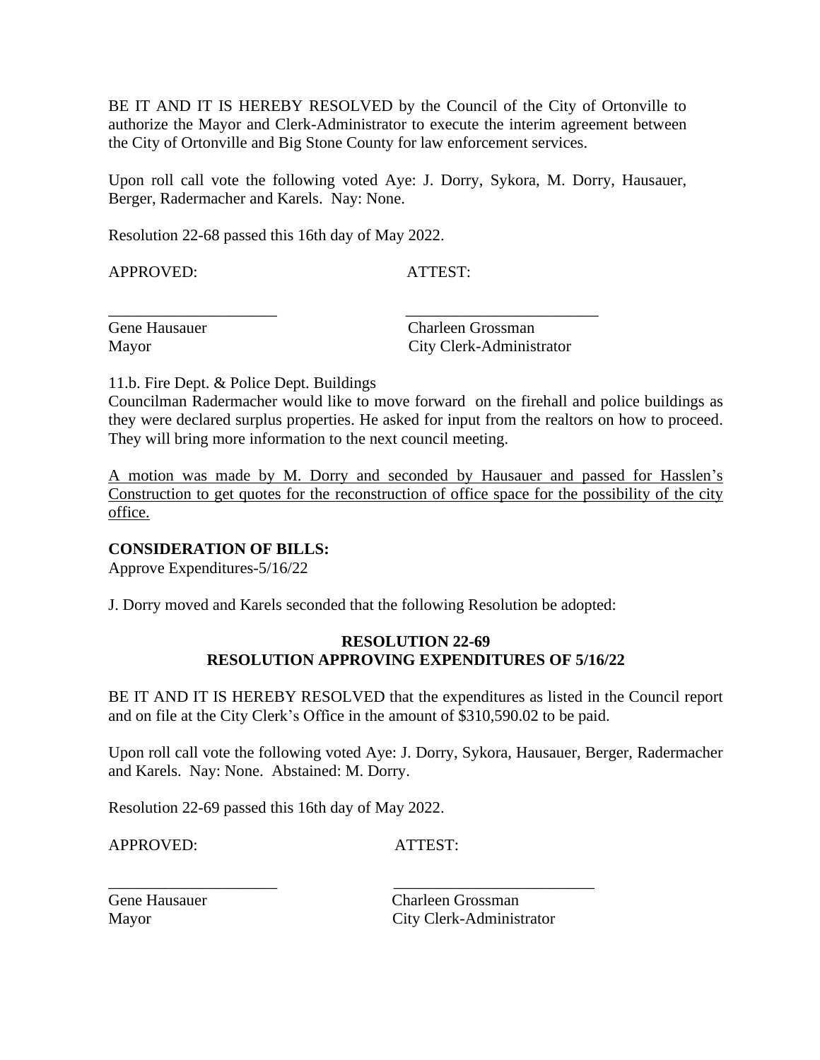BE IT AND IT IS HEREBY RESOLVED by the Council of the City of Ortonville to authorize the Mayor and Clerk-Administrator to execute the interim agreement between the City of Ortonville and Big Stone County for law enforcement services.

Upon roll call vote the following voted Aye: J. Dorry, Sykora, M. Dorry, Hausauer, Berger, Radermacher and Karels. Nay: None.

Resolution 22-68 passed this 16th day of May 2022.

APPROVED: ATTEST:

\_\_\_\_\_\_\_\_\_\_\_\_\_\_\_\_\_\_\_\_\_ \_\_\_\_\_\_\_\_\_\_\_\_\_\_\_\_\_\_\_\_\_\_\_\_

Gene Hausauer Charleen Grossman
Mayor City Clerk-Administrator

11.b. Fire Dept. & Police Dept. Buildings
Councilman Radermacher would like to move forward on the firehall and police buildings as they were declared surplus properties. He asked for input from the realtors on how to proceed. They will bring more information to the next council meeting.

<u>A motion was made by M. Dorry and seconded by Hausauer and passed for Hasslen's Construction to get quotes for the reconstruction of office space for the possibility of the city office.</u>

**CONSIDERATION OF BILLS:**
Approve Expenditures-5/16/22

J. Dorry moved and Karels seconded that the following Resolution be adopted:

**RESOLUTION 22-69**
**RESOLUTION APPROVING EXPENDITURES OF 5/16/22**

BE IT AND IT IS HEREBY RESOLVED that the expenditures as listed in the Council report and on file at the City Clerk's Office in the amount of $310,590.02 to be paid.

Upon roll call vote the following voted Aye: J. Dorry, Sykora, Hausauer, Berger, Radermacher and Karels. Nay: None. Abstained: M. Dorry.

Resolution 22-69 passed this 16th day of May 2022.

APPROVED: ATTEST:

\_\_\_\_\_\_\_\_\_\_\_\_\_\_\_\_\_\_\_\_\_ \_\_\_\_\_\_\_\_\_\_\_\_\_\_\_\_\_\_\_\_\_\_\_\_

Gene Hausauer Charleen Grossman
Mayor City Clerk-Administrator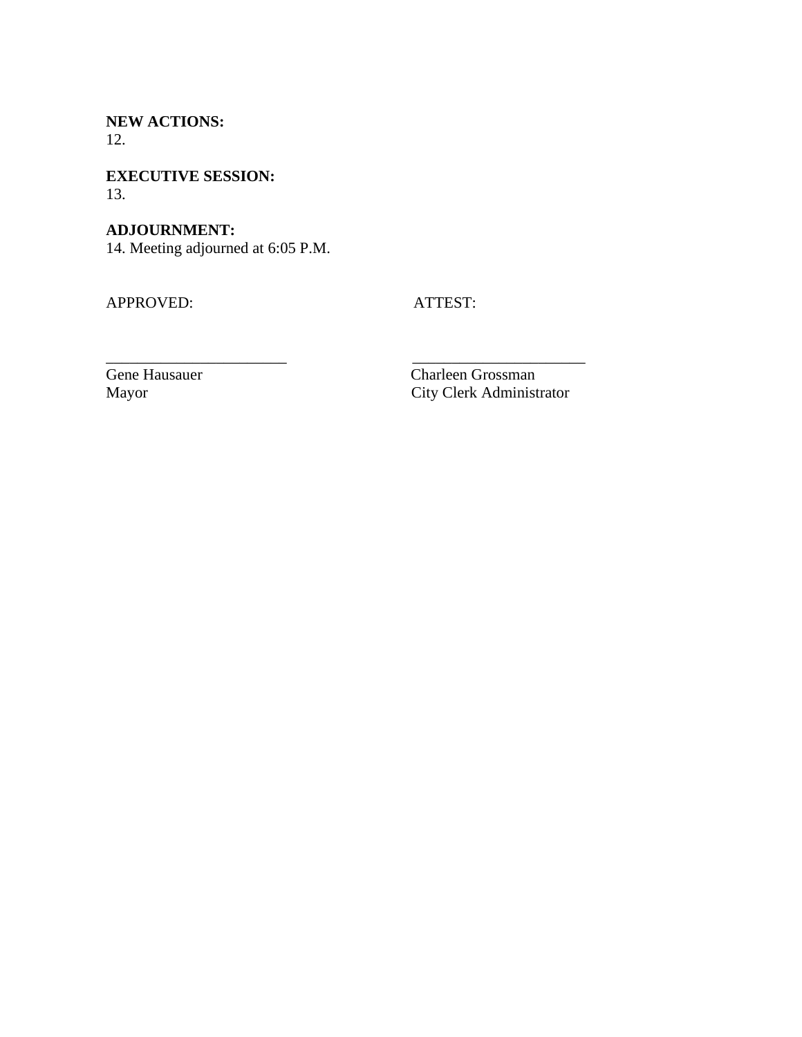**NEW ACTIONS:**
12.

**EXECUTIVE SESSION:**
13.

**ADJOURNMENT:**
14. Meeting adjourned at 6:05 P.M.

APPROVED: ATTEST:

_______________________ _______________________

Gene Hausauer
Mayor

Charleen Grossman
City Clerk Administrator